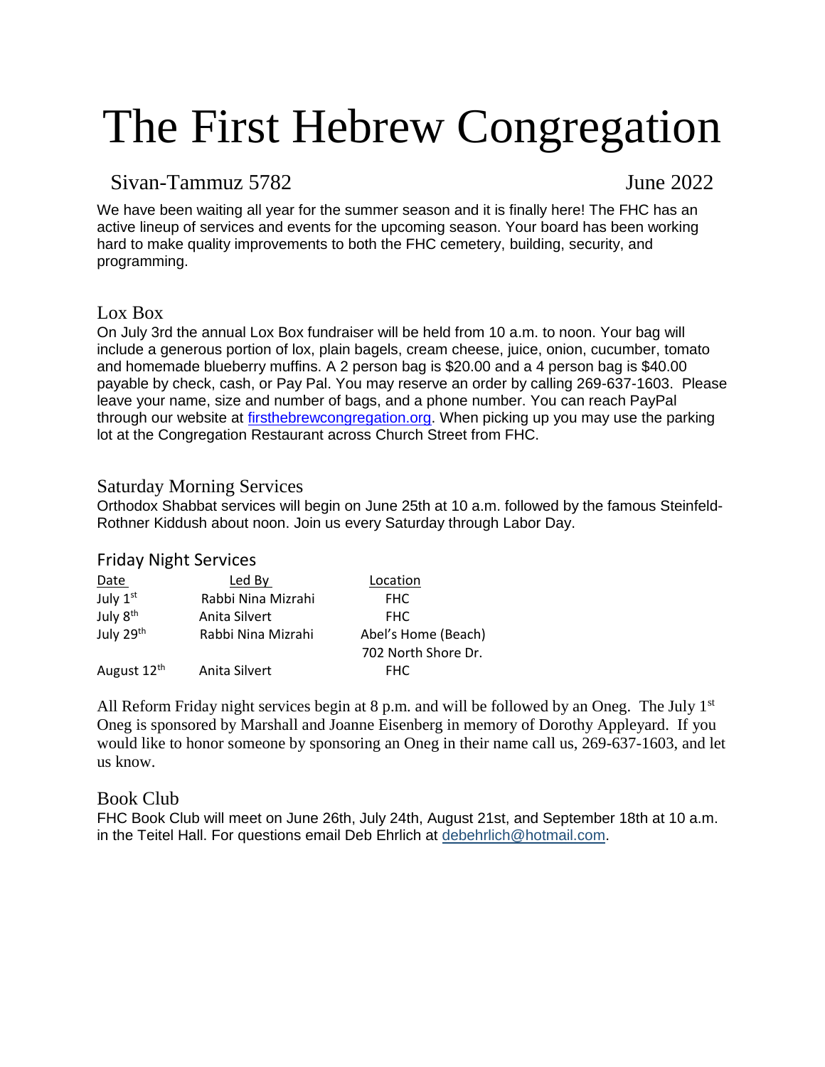# The First Hebrew Congregation

Sivan-Tammuz 5782 June 2022

We have been waiting all year for the summer season and it is finally here! The FHC has an active lineup of services and events for the upcoming season. Your board has been working hard to make quality improvements to both the FHC cemetery, building, security, and programming.

## Lox Box

On July 3rd the annual Lox Box fundraiser will be held from 10 a.m. to noon. Your bag will include a generous portion of lox, plain bagels, cream cheese, juice, onion, cucumber, tomato and homemade blueberry muffins. A 2 person bag is $20.00 and a 4 person bag is $40.00 payable by check, cash, or Pay Pal. You may reserve an order by calling 269-637-1603. Please leave your name, size and number of bags, and a phone number. You can reach PayPal through our website at firsthebrewcongregation.org. When picking up you may use the parking lot at the Congregation Restaurant across Church Street from FHC.

## Saturday Morning Services

Orthodox Shabbat services will begin on June 25th at 10 a.m. followed by the famous Steinfeld-Rothner Kiddush about noon. Join us every Saturday through Labor Day.

## Friday Night Services

| Date | Led By | Location |
|---|---|---|
| July 1st | Rabbi Nina Mizrahi | FHC |
| July 8th | Anita Silvert | FHC |
| July 29th | Rabbi Nina Mizrahi | Abel's Home (Beach) 702 North Shore Dr. |
| August 12th | Anita Silvert | FHC |

All Reform Friday night services begin at 8 p.m. and will be followed by an Oneg. The July 1st Oneg is sponsored by Marshall and Joanne Eisenberg in memory of Dorothy Appleyard. If you would like to honor someone by sponsoring an Oneg in their name call us, 269-637-1603, and let us know.

## Book Club

FHC Book Club will meet on June 26th, July 24th, August 21st, and September 18th at 10 a.m. in the Teitel Hall. For questions email Deb Ehrlich at debehrlich@hotmail.com.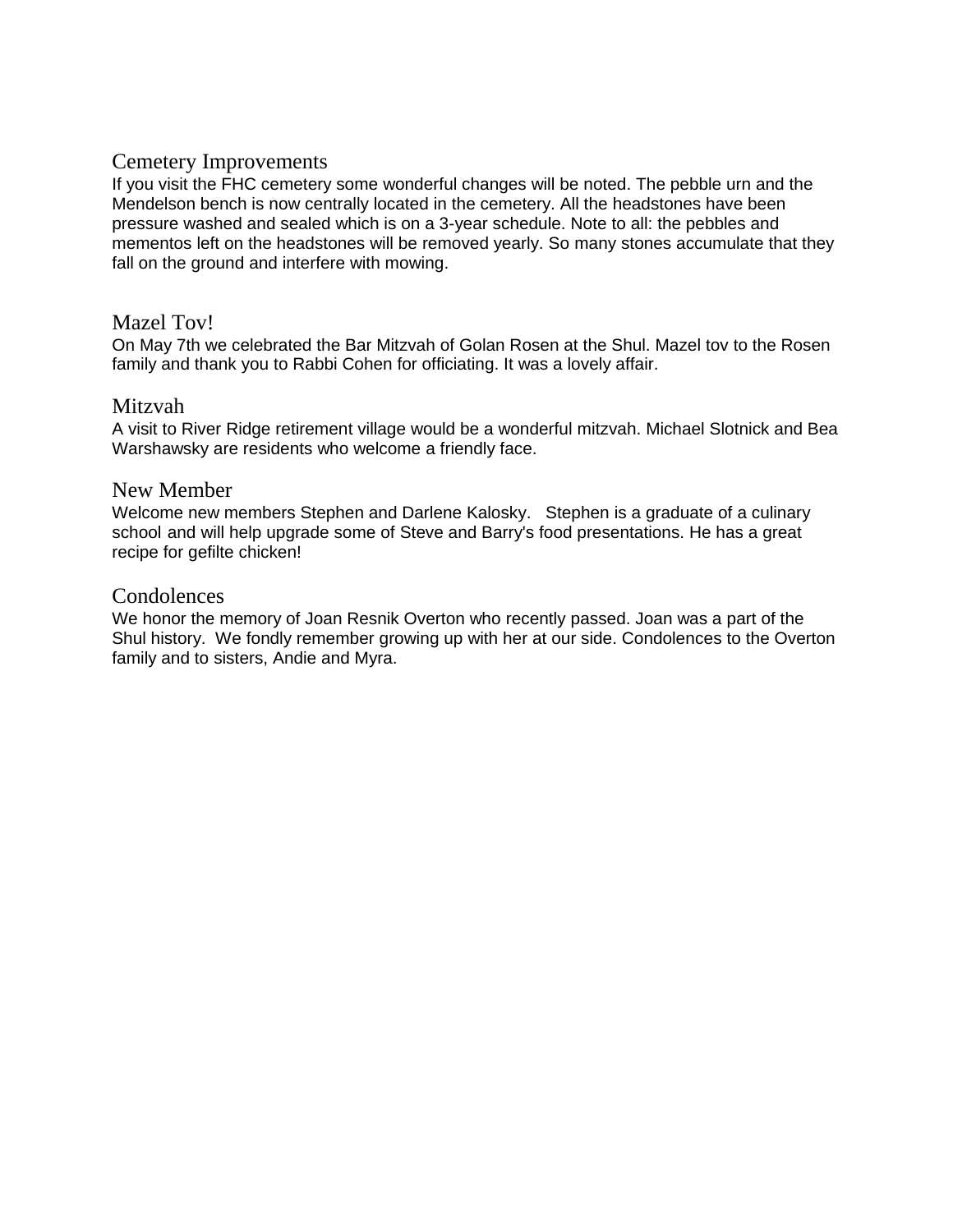## Cemetery Improvements

If you visit the FHC cemetery some wonderful changes will be noted. The pebble urn and the Mendelson bench is now centrally located in the cemetery. All the headstones have been pressure washed and sealed which is on a 3-year schedule. Note to all: the pebbles and mementos left on the headstones will be removed yearly. So many stones accumulate that they fall on the ground and interfere with mowing.

## Mazel Tov!

On May 7th we celebrated the Bar Mitzvah of Golan Rosen at the Shul. Mazel tov to the Rosen family and thank you to Rabbi Cohen for officiating. It was a lovely affair.

## Mitzvah

A visit to River Ridge retirement village would be a wonderful mitzvah. Michael Slotnick and Bea Warshawsky are residents who welcome a friendly face.

## New Member

Welcome new members Stephen and Darlene Kalosky. Stephen is a graduate of a culinary school and will help upgrade some of Steve and Barry's food presentations. He has a great recipe for gefilte chicken!

## Condolences

We honor the memory of Joan Resnik Overton who recently passed. Joan was a part of the Shul history. We fondly remember growing up with her at our side. Condolences to the Overton family and to sisters, Andie and Myra.